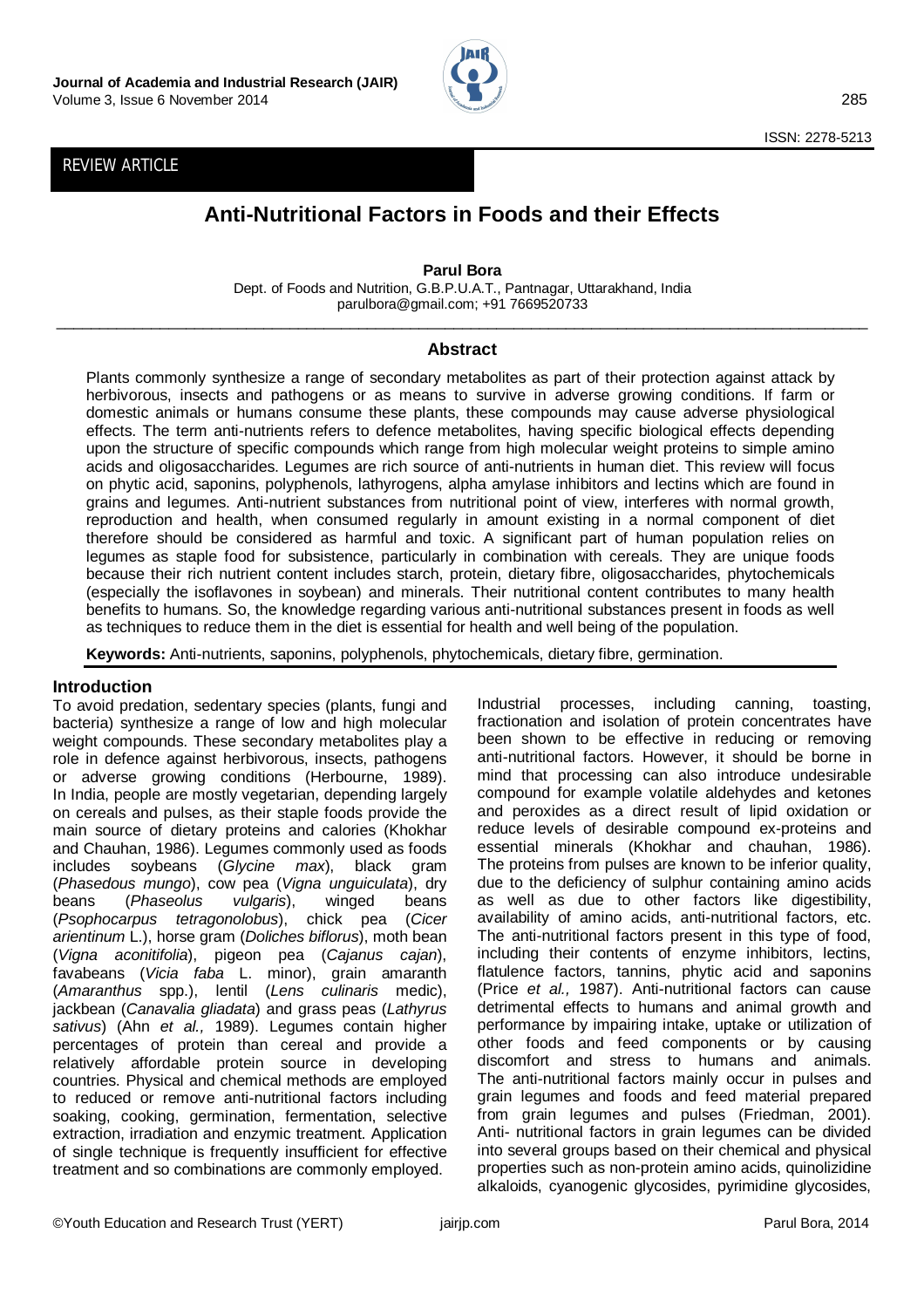REVIEW ARTICLE

# Anti-Nutritional Factors in Foods and their Effects

**Parul Bora**

Dept. of Foods and Nutrition, G.B.P.U.A.T., Pantnagar, Uttarakhand, India
parulbora@gmail.com; +91 7669520733

## Abstract

Plants commonly synthesize a range of secondary metabolites as part of their protection against attack by herbivorous, insects and pathogens or as means to survive in adverse growing conditions. If farm or domestic animals or humans consume these plants, these compounds may cause adverse physiological effects. The term anti-nutrients refers to defence metabolites, having specific biological effects depending upon the structure of specific compounds which range from high molecular weight proteins to simple amino acids and oligosaccharides. Legumes are rich source of anti-nutrients in human diet. This review will focus on phytic acid, saponins, polyphenols, lathyrogens, alpha amylase inhibitors and lectins which are found in grains and legumes. Anti-nutrient substances from nutritional point of view, interferes with normal growth, reproduction and health, when consumed regularly in amount existing in a normal component of diet therefore should be considered as harmful and toxic. A significant part of human population relies on legumes as staple food for subsistence, particularly in combination with cereals. They are unique foods because their rich nutrient content includes starch, protein, dietary fibre, oligosaccharides, phytochemicals (especially the isoflavones in soybean) and minerals. Their nutritional content contributes to many health benefits to humans. So, the knowledge regarding various anti-nutritional substances present in foods as well as techniques to reduce them in the diet is essential for health and well being of the population.

**Keywords:** Anti-nutrients, saponins, polyphenols, phytochemicals, dietary fibre, germination.

## Introduction

To avoid predation, sedentary species (plants, fungi and bacteria) synthesize a range of low and high molecular weight compounds. These secondary metabolites play a role in defence against herbivorous, insects, pathogens or adverse growing conditions (Herbourne, 1989). In India, people are mostly vegetarian, depending largely on cereals and pulses, as their staple foods provide the main source of dietary proteins and calories (Khokhar and Chauhan, 1986). Legumes commonly used as foods includes soybeans (*Glycine max*), black gram (*Phasedous mungo*), cow pea (*Vigna unguiculata*), dry beans (*Phaseolus vulgaris*), winged beans (*Psophocarpus tetragonolobus*), chick pea (*Cicer arientinum* L.), horse gram (*Doliches biflorus*), moth bean (*Vigna aconitifolia*), pigeon pea (*Cajanus cajan*), favabeans (*Vicia faba* L. minor), grain amaranth (*Amaranthus* spp.), lentil (*Lens culinaris* medic), jackbean (*Canavalia gliadata*) and grass peas (*Lathyrus sativus*) (Ahn *et al.,* 1989). Legumes contain higher percentages of protein than cereal and provide a relatively affordable protein source in developing countries. Physical and chemical methods are employed to reduced or remove anti-nutritional factors including soaking, cooking, germination, fermentation, selective extraction, irradiation and enzymic treatment. Application of single technique is frequently insufficient for effective treatment and so combinations are commonly employed.

Industrial processes, including canning, toasting, fractionation and isolation of protein concentrates have been shown to be effective in reducing or removing anti-nutritional factors. However, it should be borne in mind that processing can also introduce undesirable compound for example volatile aldehydes and ketones and peroxides as a direct result of lipid oxidation or reduce levels of desirable compound ex-proteins and essential minerals (Khokhar and chauhan, 1986). The proteins from pulses are known to be inferior quality, due to the deficiency of sulphur containing amino acids as well as due to other factors like digestibility, availability of amino acids, anti-nutritional factors, etc. The anti-nutritional factors present in this type of food, including their contents of enzyme inhibitors, lectins, flatulence factors, tannins, phytic acid and saponins (Price *et al.,* 1987). Anti-nutritional factors can cause detrimental effects to humans and animal growth and performance by impairing intake, uptake or utilization of other foods and feed components or by causing discomfort and stress to humans and animals. The anti-nutritional factors mainly occur in pulses and grain legumes and foods and feed material prepared from grain legumes and pulses (Friedman, 2001). Anti- nutritional factors in grain legumes can be divided into several groups based on their chemical and physical properties such as non-protein amino acids, quinolizidine alkaloids, cyanogenic glycosides, pyrimidine glycosides,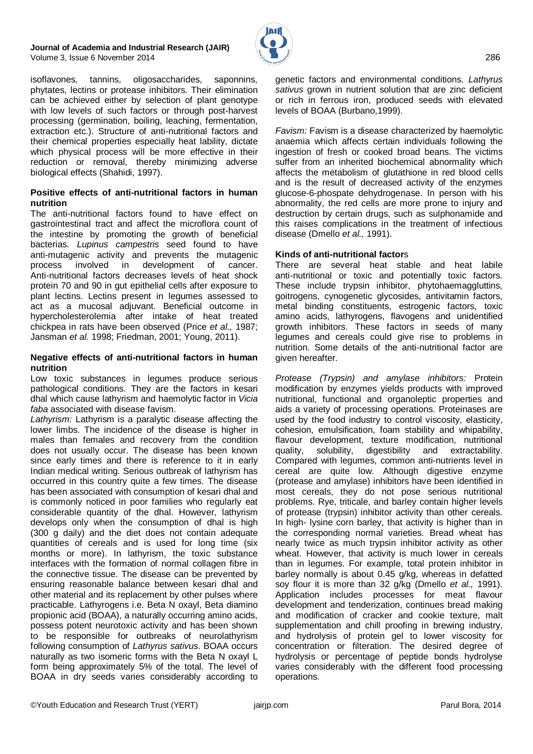isoflavones, tannins, oligosaccharides, saponnins, phytates, lectins or protease inhibitors. Their elimination can be achieved either by selection of plant genotype with low levels of such factors or through post-harvest processing (germination, boiling, leaching, fermentation, extraction etc.). Structure of anti-nutritional factors and their chemical properties especially heat lability, dictate which physical process will be more effective in their reduction or removal, thereby minimizing adverse biological effects (Shahidi, 1997).

**Positive effects of anti-nutritional factors in human nutrition**

The anti-nutritional factors found to have effect on gastrointestinal tract and affect the microflora count of the intestine by promoting the growth of beneficial bacterias. *Lupinus campestris* seed found to have anti-mutagenic activity and prevents the mutagenic process involved in development of cancer. Anti-nutritional factors decreases levels of heat shock protein 70 and 90 in gut epithelial cells after exposure to plant lectins. Lectins present in legumes assessed to act as a mucosal adjuvant. Beneficial outcome in hypercholesterolemia after intake of heat treated chickpea in rats have been observed (Price *et al.,* 1987; Jansman *et al.* 1998; Friedman, 2001; Young, 2011).

**Negative effects of anti-nutritional factors in human nutrition**

Low toxic substances in legumes produce serious pathological conditions. They are the factors in kesari dhal which cause lathyrism and haemolytic factor in *Vicia faba* associated with disease favism.

*Lathyrism:* Lathyrism is a paralytic disease affecting the lower limbs. The incidence of the disease is higher in males than females and recovery from the condition does not usually occur. The disease has been known since early times and there is reference to it in early Indian medical writing. Serious outbreak of lathyrism has occurred in this country quite a few times. The disease has been associated with consumption of kesari dhal and is commonly noticed in poor families who regularly eat considerable quantity of the dhal. However, lathyrism develops only when the consumption of dhal is high (300 g daily) and the diet does not contain adequate quantities of cereals and is used for long time (six months or more). In lathyrism, the toxic substance interfaces with the formation of normal collagen fibre in the connective tissue. The disease can be prevented by ensuring reasonable balance between kesari dhal and other material and its replacement by other pulses where practicable. Lathyrogens i.e. Beta N oxayl, Beta diamino propionic acid (BOAA), a naturally occurring amino acids, possess potent neurotoxic activity and has been shown to be responsible for outbreaks of neurolathyrism following consumption of *Lathyrus sativus*. BOAA occurs naturally as two isomeric forms with the Beta N oxayl L form being approximately 5% of the total. The level of BOAA in dry seeds varies considerably according to genetic factors and environmental conditions. *Lathyrus sativus* grown in nutrient solution that are zinc deficient or rich in ferrous iron, produced seeds with elevated levels of BOAA (Burbano,1999).

*Favism:* Favism is a disease characterized by haemolytic anaemia which affects certain individuals following the ingestion of fresh or cooked broad beans. The victims suffer from an inherited biochemical abnormality which affects the metabolism of glutathione in red blood cells and is the result of decreased activity of the enzymes glucose-6-phospate dehydrogenase. In person with his abnormality, the red cells are more prone to injury and destruction by certain drugs, such as sulphonamide and this raises complications in the treatment of infectious disease (Dmello *et al.,* 1991).

**Kinds of anti-nutritional factors**

There are several heat stable and heat labile anti-nutritional or toxic and potentially toxic factors. These include trypsin inhibitor, phytohaemaggluttins, goitrogens, cynogenetic glycosides, antivitamin factors, metal binding constituents, estrogenic factors, toxic amino acids, lathyrogens, flavogens and unidentified growth inhibitors. These factors in seeds of many legumes and cereals could give rise to problems in nutrition. Some details of the anti-nutritional factor are given hereafter.

*Protease (Trypsin) and amylase inhibitors:* Protein modification by enzymes yields products with improved nutritional, functional and organoleptic properties and aids a variety of processing operations. Proteinases are used by the food industry to control viscosity, elasticity, cohesion, emulsification, foam stability and whipability, flavour development, texture modification, nutritional quality, solubility, digestibility and extractability. Compared with legumes, common anti-nutrients level in cereal are quite low. Although digestive enzyme (protease and amylase) inhibitors have been identified in most cereals, they do not pose serious nutritional problems. Rye, triticale, and barley contain higher levels of protease (trypsin) inhibitor activity than other cereals. In high- lysine corn barley, that activity is higher than in the corresponding normal varieties. Bread wheat has nearly twice as much trypsin inhibitor activity as other wheat. However, that activity is much lower in cereals than in legumes. For example, total protein inhibitor in barley normally is about 0.45 g/kg, whereas in defatted soy flour it is more than 32 g/kg (Dmello *et al.,* 1991). Application includes processes for meat flavour development and tenderization, continues bread making and modification of cracker and cookie texture, malt supplementation and chill proofing in brewing industry, and hydrolysis of protein gel to lower viscosity for concentration or filteration. The desired degree of hydrolysis or percentage of peptide bonds hydrolyse varies considerably with the different food processing operations.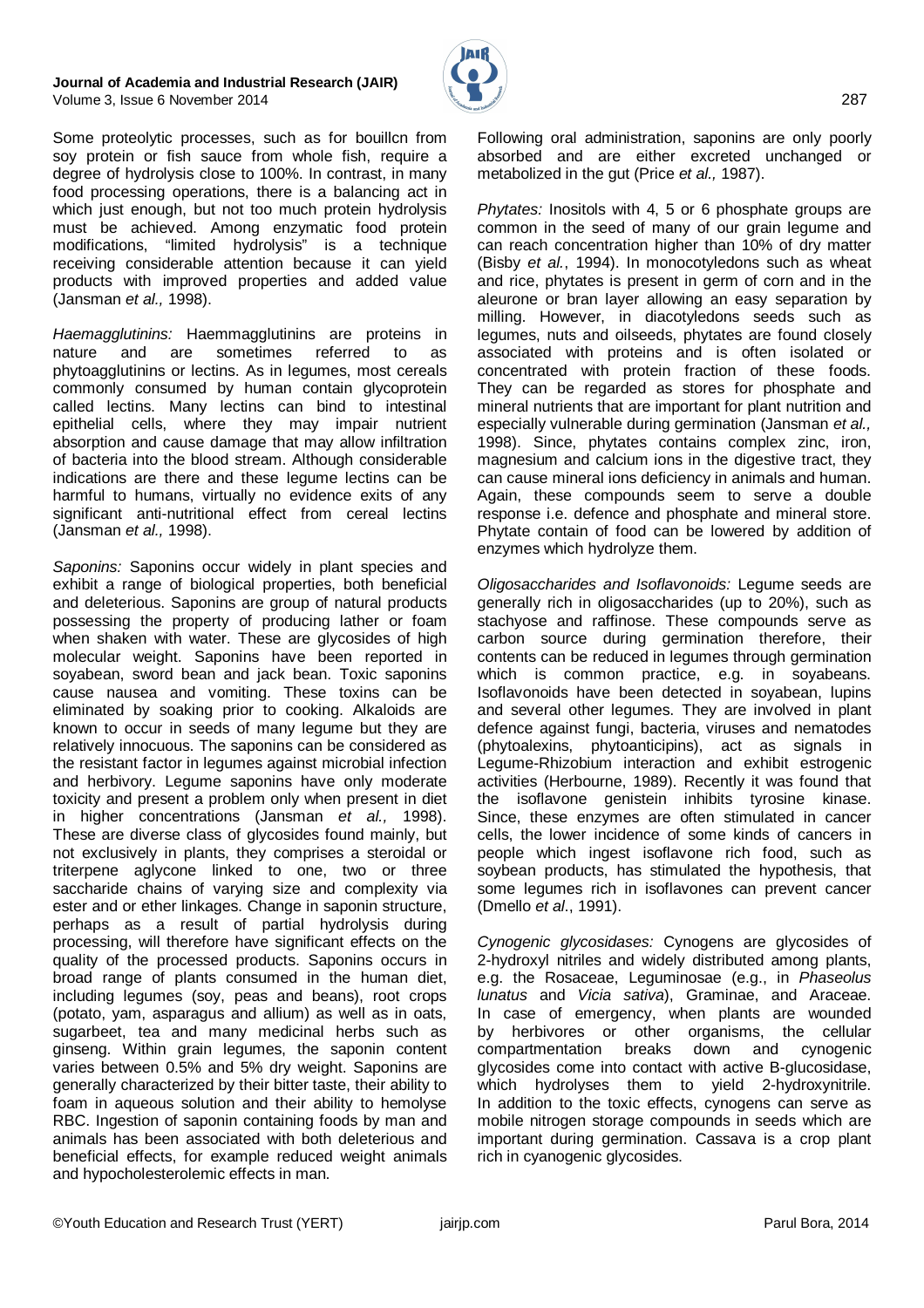Some proteolytic processes, such as for bouillcn from soy protein or fish sauce from whole fish, require a degree of hydrolysis close to 100%. In contrast, in many food processing operations, there is a balancing act in which just enough, but not too much protein hydrolysis must be achieved. Among enzymatic food protein modifications, "limited hydrolysis" is a technique receiving considerable attention because it can yield products with improved properties and added value (Jansman *et al.,* 1998).

*Haemagglutinins:* Haemmagglutinins are proteins in nature and are sometimes referred to as phytoagglutinins or lectins. As in legumes, most cereals commonly consumed by human contain glycoprotein called lectins. Many lectins can bind to intestinal epithelial cells, where they may impair nutrient absorption and cause damage that may allow infiltration of bacteria into the blood stream. Although considerable indications are there and these legume lectins can be harmful to humans, virtually no evidence exits of any significant anti-nutritional effect from cereal lectins (Jansman *et al.,* 1998).

*Saponins:* Saponins occur widely in plant species and exhibit a range of biological properties, both beneficial and deleterious. Saponins are group of natural products possessing the property of producing lather or foam when shaken with water. These are glycosides of high molecular weight. Saponins have been reported in soyabean, sword bean and jack bean. Toxic saponins cause nausea and vomiting. These toxins can be eliminated by soaking prior to cooking. Alkaloids are known to occur in seeds of many legume but they are relatively innocuous. The saponins can be considered as the resistant factor in legumes against microbial infection and herbivory. Legume saponins have only moderate toxicity and present a problem only when present in diet in higher concentrations (Jansman *et al.,* 1998). These are diverse class of glycosides found mainly, but not exclusively in plants, they comprises a steroidal or triterpene aglycone linked to one, two or three saccharide chains of varying size and complexity via ester and or ether linkages. Change in saponin structure, perhaps as a result of partial hydrolysis during processing, will therefore have significant effects on the quality of the processed products. Saponins occurs in broad range of plants consumed in the human diet, including legumes (soy, peas and beans), root crops (potato, yam, asparagus and allium) as well as in oats, sugarbeet, tea and many medicinal herbs such as ginseng. Within grain legumes, the saponin content varies between 0.5% and 5% dry weight. Saponins are generally characterized by their bitter taste, their ability to foam in aqueous solution and their ability to hemolyse RBC. Ingestion of saponin containing foods by man and animals has been associated with both deleterious and beneficial effects, for example reduced weight animals and hypocholesterolemic effects in man.

Following oral administration, saponins are only poorly absorbed and are either excreted unchanged or metabolized in the gut (Price *et al.,* 1987).

*Phytates:* Inositols with 4, 5 or 6 phosphate groups are common in the seed of many of our grain legume and can reach concentration higher than 10% of dry matter (Bisby *et al.*, 1994). In monocotyledons such as wheat and rice, phytates is present in germ of corn and in the aleurone or bran layer allowing an easy separation by milling. However, in diacotyledons seeds such as legumes, nuts and oilseeds, phytates are found closely associated with proteins and is often isolated or concentrated with protein fraction of these foods. They can be regarded as stores for phosphate and mineral nutrients that are important for plant nutrition and especially vulnerable during germination (Jansman *et al.,* 1998). Since, phytates contains complex zinc, iron, magnesium and calcium ions in the digestive tract, they can cause mineral ions deficiency in animals and human. Again, these compounds seem to serve a double response i.e. defence and phosphate and mineral store. Phytate contain of food can be lowered by addition of enzymes which hydrolyze them.

*Oligosaccharides and Isoflavonoids:* Legume seeds are generally rich in oligosaccharides (up to 20%), such as stachyose and raffinose. These compounds serve as carbon source during germination therefore, their contents can be reduced in legumes through germination which is common practice, e.g. in soyabeans. Isoflavonoids have been detected in soyabean, lupins and several other legumes. They are involved in plant defence against fungi, bacteria, viruses and nematodes (phytoalexins, phytoanticipins), act as signals in Legume-Rhizobium interaction and exhibit estrogenic activities (Herbourne, 1989). Recently it was found that the isoflavone genistein inhibits tyrosine kinase. Since, these enzymes are often stimulated in cancer cells, the lower incidence of some kinds of cancers in people which ingest isoflavone rich food, such as soybean products, has stimulated the hypothesis, that some legumes rich in isoflavones can prevent cancer (Dmello *et al*., 1991).

*Cynogenic glycosidases:* Cynogens are glycosides of 2-hydroxyl nitriles and widely distributed among plants, e.g. the Rosaceae, Leguminosae (e.g., in *Phaseolus lunatus* and *Vicia sativa*), Graminae, and Araceae. In case of emergency, when plants are wounded by herbivores or other organisms, the cellular compartmentation breaks down and cynogenic glycosides come into contact with active B-glucosidase, which hydrolyses them to yield 2-hydroxynitrile. In addition to the toxic effects, cynogens can serve as mobile nitrogen storage compounds in seeds which are important during germination. Cassava is a crop plant rich in cyanogenic glycosides.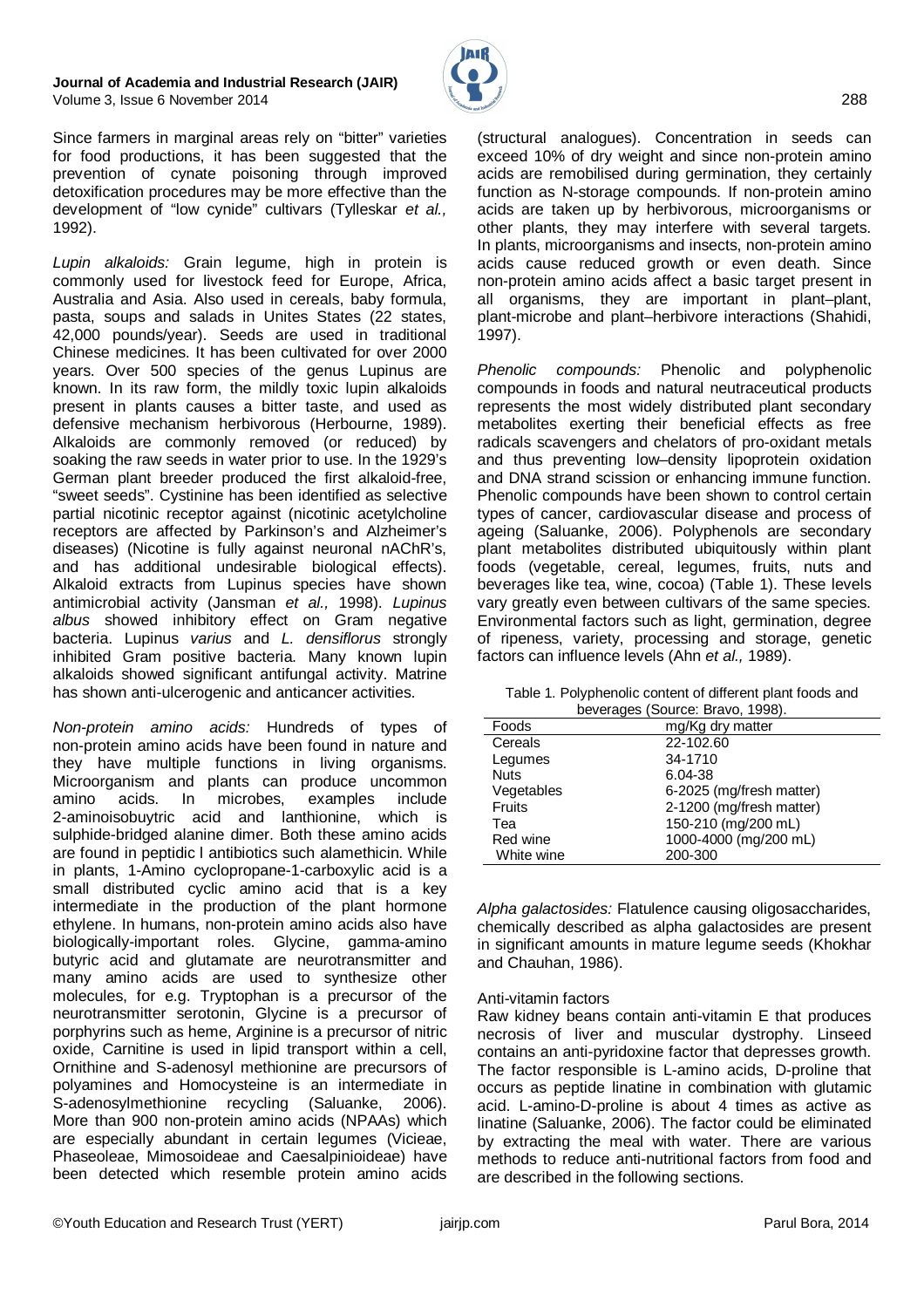Since farmers in marginal areas rely on "bitter" varieties for food productions, it has been suggested that the prevention of cynate poisoning through improved detoxification procedures may be more effective than the development of "low cynide" cultivars (Tylleskar *et al.,* 1992).

*Lupin alkaloids:* Grain legume, high in protein is commonly used for livestock feed for Europe, Africa, Australia and Asia. Also used in cereals, baby formula, pasta, soups and salads in Unites States (22 states, 42,000 pounds/year). Seeds are used in traditional Chinese medicines. It has been cultivated for over 2000 years. Over 500 species of the genus Lupinus are known. In its raw form, the mildly toxic lupin alkaloids present in plants causes a bitter taste, and used as defensive mechanism herbivorous (Herbourne, 1989). Alkaloids are commonly removed (or reduced) by soaking the raw seeds in water prior to use. In the 1929's German plant breeder produced the first alkaloid-free, "sweet seeds". Cystinine has been identified as selective partial nicotinic receptor against (nicotinic acetylcholine receptors are affected by Parkinson's and Alzheimer's diseases) (Nicotine is fully against neuronal nAChR's, and has additional undesirable biological effects). Alkaloid extracts from Lupinus species have shown antimicrobial activity (Jansman *et al.,* 1998). *Lupinus albus* showed inhibitory effect on Gram negative bacteria. Lupinus *varius* and *L. densiflorus* strongly inhibited Gram positive bacteria. Many known lupin alkaloids showed significant antifungal activity. Matrine has shown anti-ulcerogenic and anticancer activities.

*Non-protein amino acids:* Hundreds of types of non-protein amino acids have been found in nature and they have multiple functions in living organisms. Microorganism and plants can produce uncommon amino acids. In microbes, examples include 2-aminoisobuytric acid and lanthionine, which is sulphide-bridged alanine dimer. Both these amino acids are found in peptidic l antibiotics such alamethicin. While in plants, 1-Amino cyclopropane-1-carboxylic acid is a small distributed cyclic amino acid that is a key intermediate in the production of the plant hormone ethylene. In humans, non-protein amino acids also have biologically-important roles. Glycine, gamma-amino butyric acid and glutamate are neurotransmitter and many amino acids are used to synthesize other molecules, for e.g. Tryptophan is a precursor of the neurotransmitter serotonin, Glycine is a precursor of porphyrins such as heme, Arginine is a precursor of nitric oxide, Carnitine is used in lipid transport within a cell, Ornithine and S-adenosyl methionine are precursors of polyamines and Homocysteine is an intermediate in S-adenosylmethionine recycling (Saluanke, 2006). More than 900 non-protein amino acids (NPAAs) which are especially abundant in certain legumes (Vicieae, Phaseoleae, Mimosoideae and Caesalpinioideae) have been detected which resemble protein amino acids (structural analogues). Concentration in seeds can exceed 10% of dry weight and since non-protein amino acids are remobilised during germination, they certainly function as N-storage compounds. If non-protein amino acids are taken up by herbivorous, microorganisms or other plants, they may interfere with several targets. In plants, microorganisms and insects, non-protein amino acids cause reduced growth or even death. Since non-protein amino acids affect a basic target present in all organisms, they are important in plant–plant, plant-microbe and plant–herbivore interactions (Shahidi, 1997).

*Phenolic compounds:* Phenolic and polyphenolic compounds in foods and natural neutraceutical products represents the most widely distributed plant secondary metabolites exerting their beneficial effects as free radicals scavengers and chelators of pro-oxidant metals and thus preventing low–density lipoprotein oxidation and DNA strand scission or enhancing immune function. Phenolic compounds have been shown to control certain types of cancer, cardiovascular disease and process of ageing (Saluanke, 2006). Polyphenols are secondary plant metabolites distributed ubiquitously within plant foods (vegetable, cereal, legumes, fruits, nuts and beverages like tea, wine, cocoa) (Table 1). These levels vary greatly even between cultivars of the same species. Environmental factors such as light, germination, degree of ripeness, variety, processing and storage, genetic factors can influence levels (Ahn *et al.,* 1989).

Table 1. Polyphenolic content of different plant foods and beverages (Source: Bravo, 1998).

| Foods | mg/Kg dry matter |
|---|---|
| Cereals | 22-102.60 |
| Legumes | 34-1710 |
| Nuts | 6.04-38 |
| Vegetables | 6-2025 (mg/fresh matter) |
| Fruits | 2-1200 (mg/fresh matter) |
| Tea | 150-210 (mg/200 mL) |
| Red wine | 1000-4000 (mg/200 mL) |
| White wine | 200-300 |

*Alpha galactosides:* Flatulence causing oligosaccharides, chemically described as alpha galactosides are present in significant amounts in mature legume seeds (Khokhar and Chauhan, 1986).

Anti-vitamin factors

Raw kidney beans contain anti-vitamin E that produces necrosis of liver and muscular dystrophy. Linseed contains an anti-pyridoxine factor that depresses growth. The factor responsible is L-amino acids, D-proline that occurs as peptide linatine in combination with glutamic acid. L-amino-D-proline is about 4 times as active as linatine (Saluanke, 2006). The factor could be eliminated by extracting the meal with water. There are various methods to reduce anti-nutritional factors from food and are described in the following sections.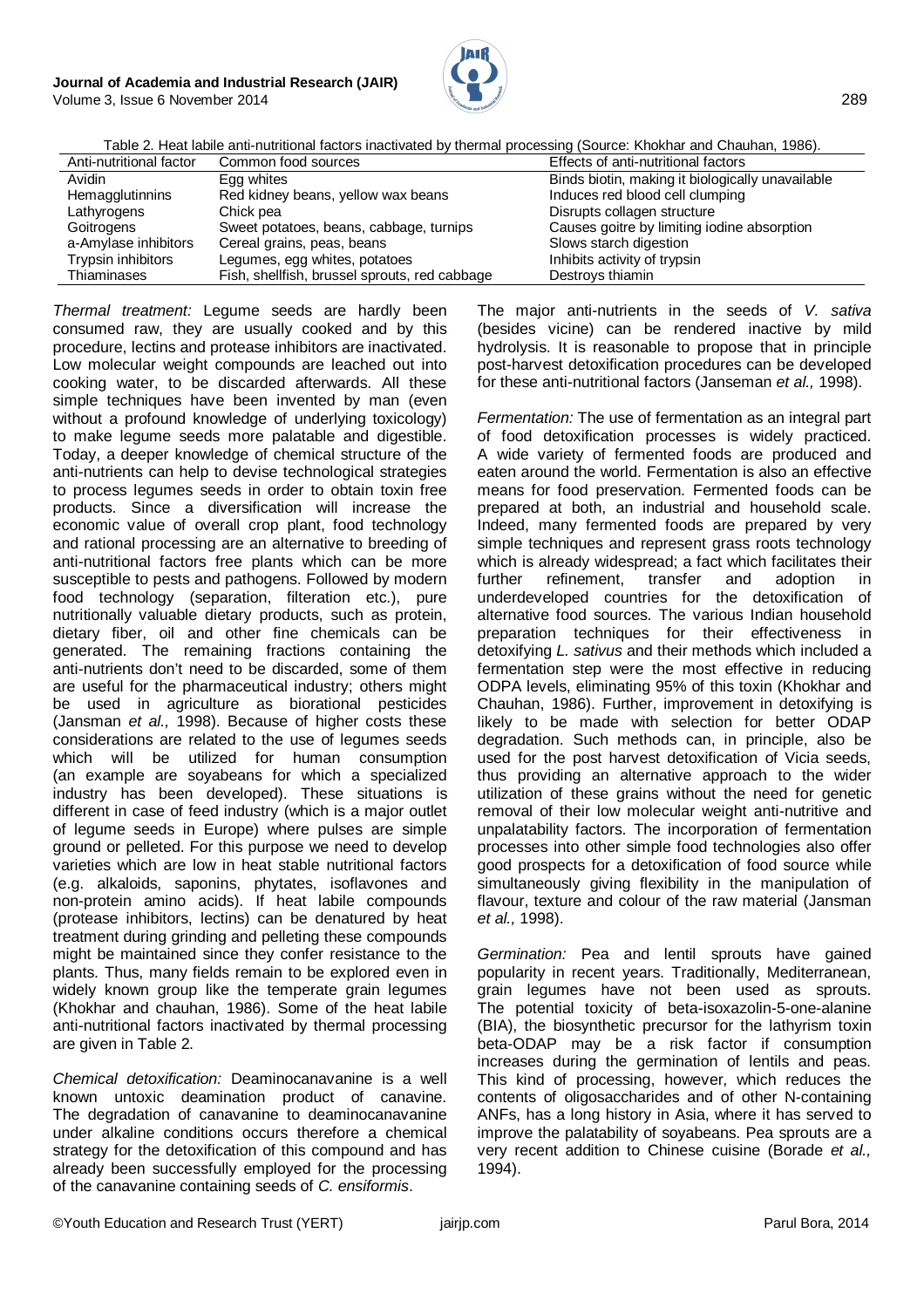Table 2. Heat labile anti-nutritional factors inactivated by thermal processing (Source: Khokhar and Chauhan, 1986).

| Anti-nutritional factor | Common food sources | Effects of anti-nutritional factors |
|---|---|---|
| Avidin | Egg whites | Binds biotin, making it biologically unavailable |
| Hemagglutinnins | Red kidney beans, yellow wax beans | Induces red blood cell clumping |
| Lathyrogens | Chick pea | Disrupts collagen structure |
| Goitrogens | Sweet potatoes, beans, cabbage, turnips | Causes goitre by limiting iodine absorption |
| a-Amylase inhibitors | Cereal grains, peas, beans | Slows starch digestion |
| Trypsin inhibitors | Legumes, egg whites, potatoes | Inhibits activity of trypsin |
| Thiaminases | Fish, shellfish, brussel sprouts, red cabbage | Destroys thiamin |

*Thermal treatment:* Legume seeds are hardly been consumed raw, they are usually cooked and by this procedure, lectins and protease inhibitors are inactivated. Low molecular weight compounds are leached out into cooking water, to be discarded afterwards. All these simple techniques have been invented by man (even without a profound knowledge of underlying toxicology) to make legume seeds more palatable and digestible. Today, a deeper knowledge of chemical structure of the anti-nutrients can help to devise technological strategies to process legumes seeds in order to obtain toxin free products. Since a diversification will increase the economic value of overall crop plant, food technology and rational processing are an alternative to breeding of anti-nutritional factors free plants which can be more susceptible to pests and pathogens. Followed by modern food technology (separation, filteration etc.), pure nutritionally valuable dietary products, such as protein, dietary fiber, oil and other fine chemicals can be generated. The remaining fractions containing the anti-nutrients don't need to be discarded, some of them are useful for the pharmaceutical industry; others might be used in agriculture as biorational pesticides (Jansman *et al.,* 1998). Because of higher costs these considerations are related to the use of legumes seeds which will be utilized for human consumption (an example are soyabeans for which a specialized industry has been developed). These situations is different in case of feed industry (which is a major outlet of legume seeds in Europe) where pulses are simple ground or pelleted. For this purpose we need to develop varieties which are low in heat stable nutritional factors (e.g. alkaloids, saponins, phytates, isoflavones and non-protein amino acids). If heat labile compounds (protease inhibitors, lectins) can be denatured by heat treatment during grinding and pelleting these compounds might be maintained since they confer resistance to the plants. Thus, many fields remain to be explored even in widely known group like the temperate grain legumes (Khokhar and chauhan, 1986). Some of the heat labile anti-nutritional factors inactivated by thermal processing are given in Table 2.

*Chemical detoxification:* Deaminocanavanine is a well known untoxic deamination product of canavine. The degradation of canavanine to deaminocanavanine under alkaline conditions occurs therefore a chemical strategy for the detoxification of this compound and has already been successfully employed for the processing of the canavanine containing seeds of *C. ensiformis*.

The major anti-nutrients in the seeds of *V. sativa* (besides vicine) can be rendered inactive by mild hydrolysis. It is reasonable to propose that in principle post-harvest detoxification procedures can be developed for these anti-nutritional factors (Janseman *et al.,* 1998).

*Fermentation:* The use of fermentation as an integral part of food detoxification processes is widely practiced. A wide variety of fermented foods are produced and eaten around the world. Fermentation is also an effective means for food preservation. Fermented foods can be prepared at both, an industrial and household scale. Indeed, many fermented foods are prepared by very simple techniques and represent grass roots technology which is already widespread; a fact which facilitates their further refinement, transfer and adoption in underdeveloped countries for the detoxification of alternative food sources. The various Indian household preparation techniques for their effectiveness in detoxifying *L. sativus* and their methods which included a fermentation step were the most effective in reducing ODPA levels, eliminating 95% of this toxin (Khokhar and Chauhan, 1986). Further, improvement in detoxifying is likely to be made with selection for better ODAP degradation. Such methods can, in principle, also be used for the post harvest detoxification of Vicia seeds, thus providing an alternative approach to the wider utilization of these grains without the need for genetic removal of their low molecular weight anti-nutritive and unpalatability factors. The incorporation of fermentation processes into other simple food technologies also offer good prospects for a detoxification of food source while simultaneously giving flexibility in the manipulation of flavour, texture and colour of the raw material (Jansman *et al.,* 1998).

*Germination:* Pea and lentil sprouts have gained popularity in recent years. Traditionally, Mediterranean, grain legumes have not been used as sprouts. The potential toxicity of beta-isoxazolin-5-one-alanine (BIA), the biosynthetic precursor for the lathyrism toxin beta-ODAP may be a risk factor if consumption increases during the germination of lentils and peas. This kind of processing, however, which reduces the contents of oligosaccharides and of other N-containing ANFs, has a long history in Asia, where it has served to improve the palatability of soyabeans. Pea sprouts are a very recent addition to Chinese cuisine (Borade *et al.,* 1994).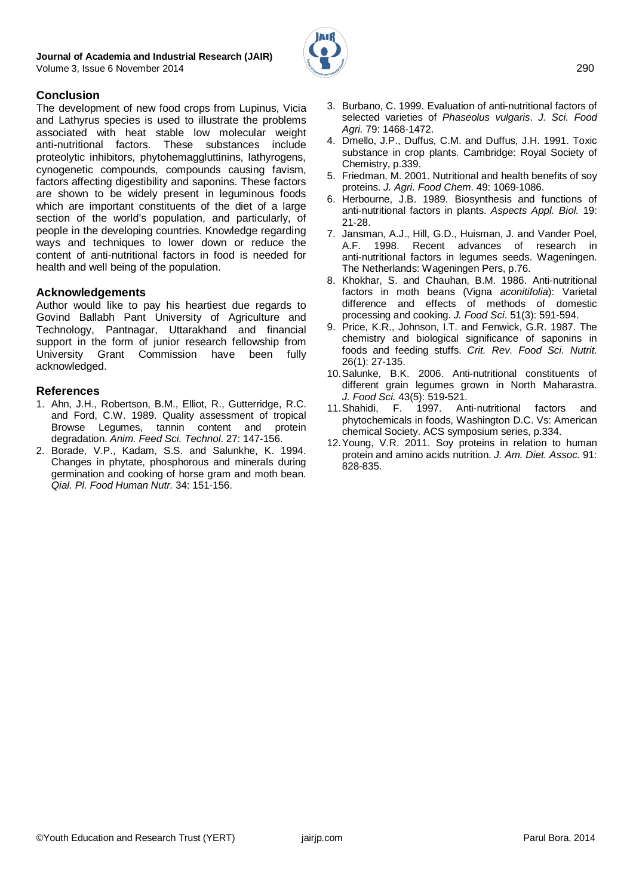## Conclusion

The development of new food crops from Lupinus, Vicia and Lathyrus species is used to illustrate the problems associated with heat stable low molecular weight anti-nutritional factors. These substances include proteolytic inhibitors, phytohemaggluttinins, lathyrogens, cynogenetic compounds, compounds causing favism, factors affecting digestibility and saponins. These factors are shown to be widely present in leguminous foods which are important constituents of the diet of a large section of the world's population, and particularly, of people in the developing countries. Knowledge regarding ways and techniques to lower down or reduce the content of anti-nutritional factors in food is needed for health and well being of the population.

## Acknowledgements

Author would like to pay his heartiest due regards to Govind Ballabh Pant University of Agriculture and Technology, Pantnagar, Uttarakhand and financial support in the form of junior research fellowship from University Grant Commission have been fully acknowledged.

## References

1. Ahn, J.H., Robertson, B.M., Elliot, R., Gutterridge, R.C. and Ford, C.W. 1989. Quality assessment of tropical Browse Legumes, tannin content and protein degradation. *Anim. Feed Sci. Technol.* 27: 147-156.
2. Borade, V.P., Kadam, S.S. and Salunkhe, K. 1994. Changes in phytate, phosphorous and minerals during germination and cooking of horse gram and moth bean. *Qial. Pl. Food Human Nutr.* 34: 151-156.
3. Burbano, C. 1999. Evaluation of anti-nutritional factors of selected varieties of *Phaseolus vulgaris*. *J. Sci. Food Agri.* 79: 1468-1472.
4. Dmello, J.P., Duffus, C.M. and Duffus, J.H. 1991. Toxic substance in crop plants. Cambridge: Royal Society of Chemistry, p.339.
5. Friedman, M. 2001. Nutritional and health benefits of soy proteins. *J. Agri. Food Chem*. 49: 1069-1086.
6. Herbourne, J.B. 1989. Biosynthesis and functions of anti-nutritional factors in plants. *Aspects Appl. Biol.* 19: 21-28.
7. Jansman, A.J., Hill, G.D., Huisman, J. and Vander Poel, A.F. 1998. Recent advances of research in anti-nutritional factors in legumes seeds. Wageningen. The Netherlands: Wageningen Pers, p.76.
8. Khokhar, S. and Chauhan, B.M. 1986. Anti-nutritional factors in moth beans (Vigna *aconitifolia*): Varietal difference and effects of methods of domestic processing and cooking. *J. Food Sci*. 51(3): 591-594.
9. Price, K.R., Johnson, I.T. and Fenwick, G.R. 1987. The chemistry and biological significance of saponins in foods and feeding stuffs. *Crit. Rev. Food Sci. Nutrit.* 26(1): 27-135.
10. Salunke, B.K. 2006. Anti-nutritional constituents of different grain legumes grown in North Maharastra. *J. Food Sci.* 43(5): 519-521.
11. Shahidi, F. 1997. Anti-nutritional factors and phytochemicals in foods, Washington D.C. Vs: American chemical Society. ACS symposium series, p.334.
12. Young, V.R. 2011. Soy proteins in relation to human protein and amino acids nutrition. *J. Am. Diet. Assoc.* 91: 828-835.